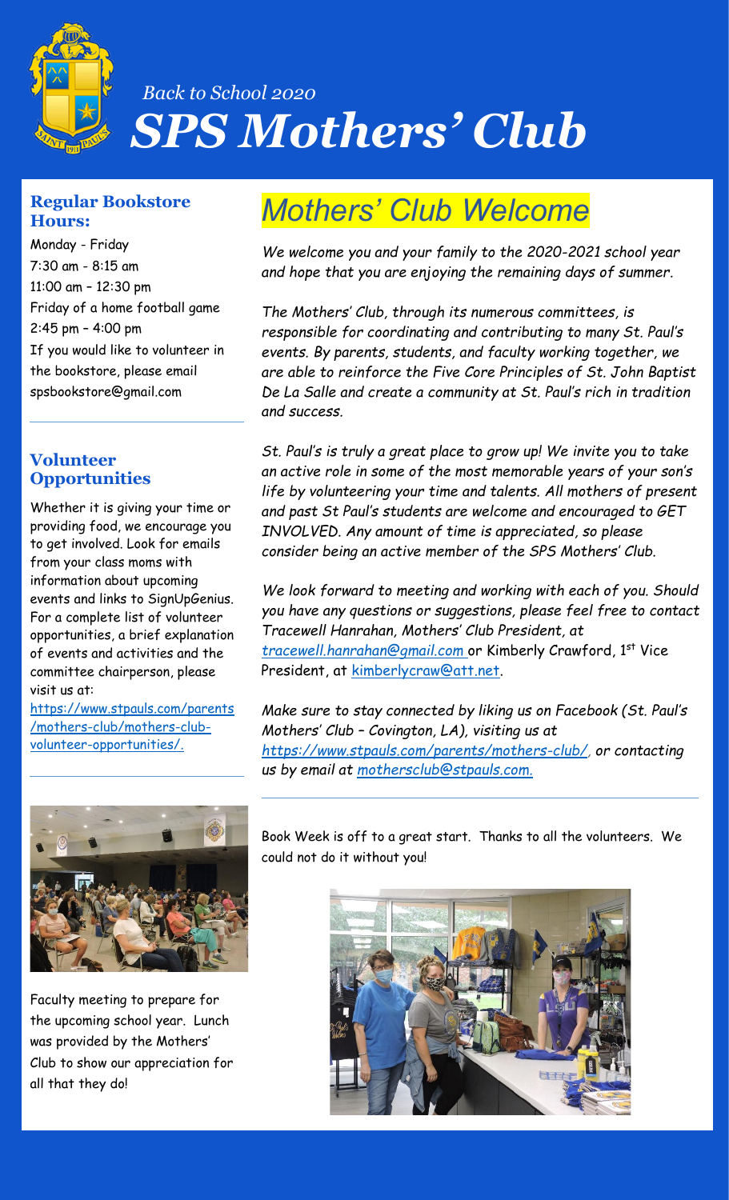*Back to School 2020*

# *SPS Mothers' Club*

## Mothers' Club Welcome

*We welcome you and your family to the 2020-2021 school year and hope that you are enjoying the remaining days of summer.*

*The Mothers' Club, through its numerous committees, is responsible for coordinating and contributing to many St. Paul's events. By parents, students, and faculty working together, we are able to reinforce the Five Core Principles of St. John Baptist De La Salle and create a community at St. Paul's rich in tradition and success.*

*St. Paul's is truly a great place to grow up! We invite you to take an active role in some of the most memorable years of your son's life by volunteering your time and talents. All mothers of present and past St Paul's students are welcome and encouraged to GET INVOLVED. Any amount of time is appreciated, so please consider being an active member of the SPS Mothers' Club.*

*We look forward to meeting and working with each of you. Should you have any questions or suggestions, please feel free to contact Tracewell Hanrahan, Mothers' Club President, at* tracewell.hanrahan@gmail.com or Kimberly Crawford, 1st Vice President, at kimberlycraw@att.net.

*Make sure to stay connected by liking us on Facebook (St. Paul's Mothers' Club – Covington, LA), visiting us at https://www.stpauls.com/parents/mothers-club/, or contacting us by email at mothersclub@stpauls.com.*

### Regular Bookstore Hours:

Monday - Friday
7:30 am - 8:15 am
11:00 am – 12:30 pm
Friday of a home football game
2:45 pm – 4:00 pm
If you would like to volunteer in the bookstore, please email spsbookstore@gmail.com

### Volunteer Opportunities

Whether it is giving your time or providing food, we encourage you to get involved. Look for emails from your class moms with information about upcoming events and links to SignUpGenius. For a complete list of volunteer opportunities, a brief explanation of events and activities and the committee chairperson, please visit us at: https://www.stpauls.com/parents/mothers-club/mothers-club-volunteer-opportunities/.

Faculty meeting to prepare for the upcoming school year. Lunch was provided by the Mothers' Club to show our appreciation for all that they do!

Book Week is off to a great start. Thanks to all the volunteers. We could not do it without you!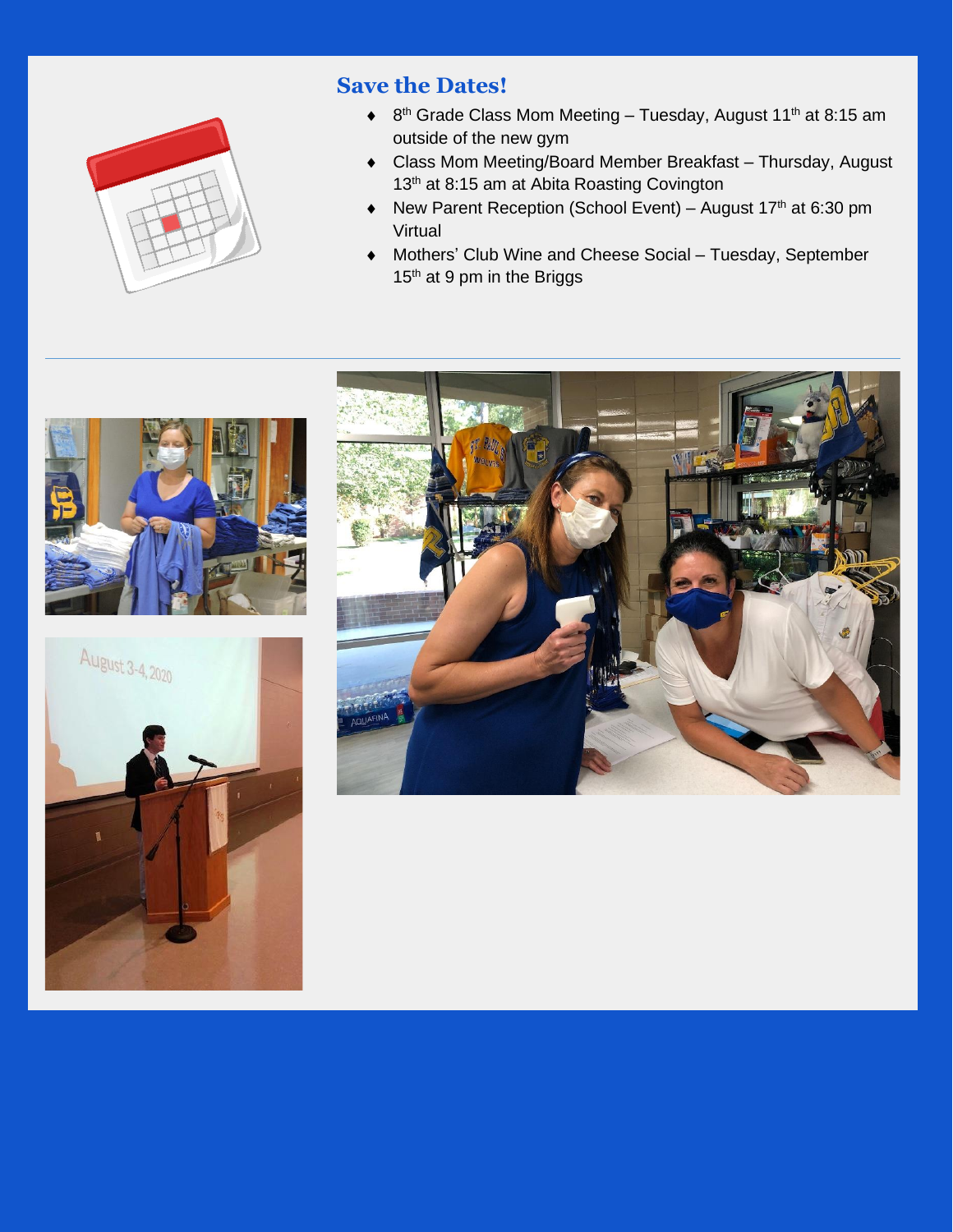## Save the Dates!

- 8th Grade Class Mom Meeting – Tuesday, August 11th at 8:15 am outside of the new gym
- Class Mom Meeting/Board Member Breakfast – Thursday, August 13th at 8:15 am at Abita Roasting Covington
- New Parent Reception (School Event) – August 17th at 6:30 pm Virtual
- Mothers' Club Wine and Cheese Social – Tuesday, September 15th at 9 pm in the Briggs